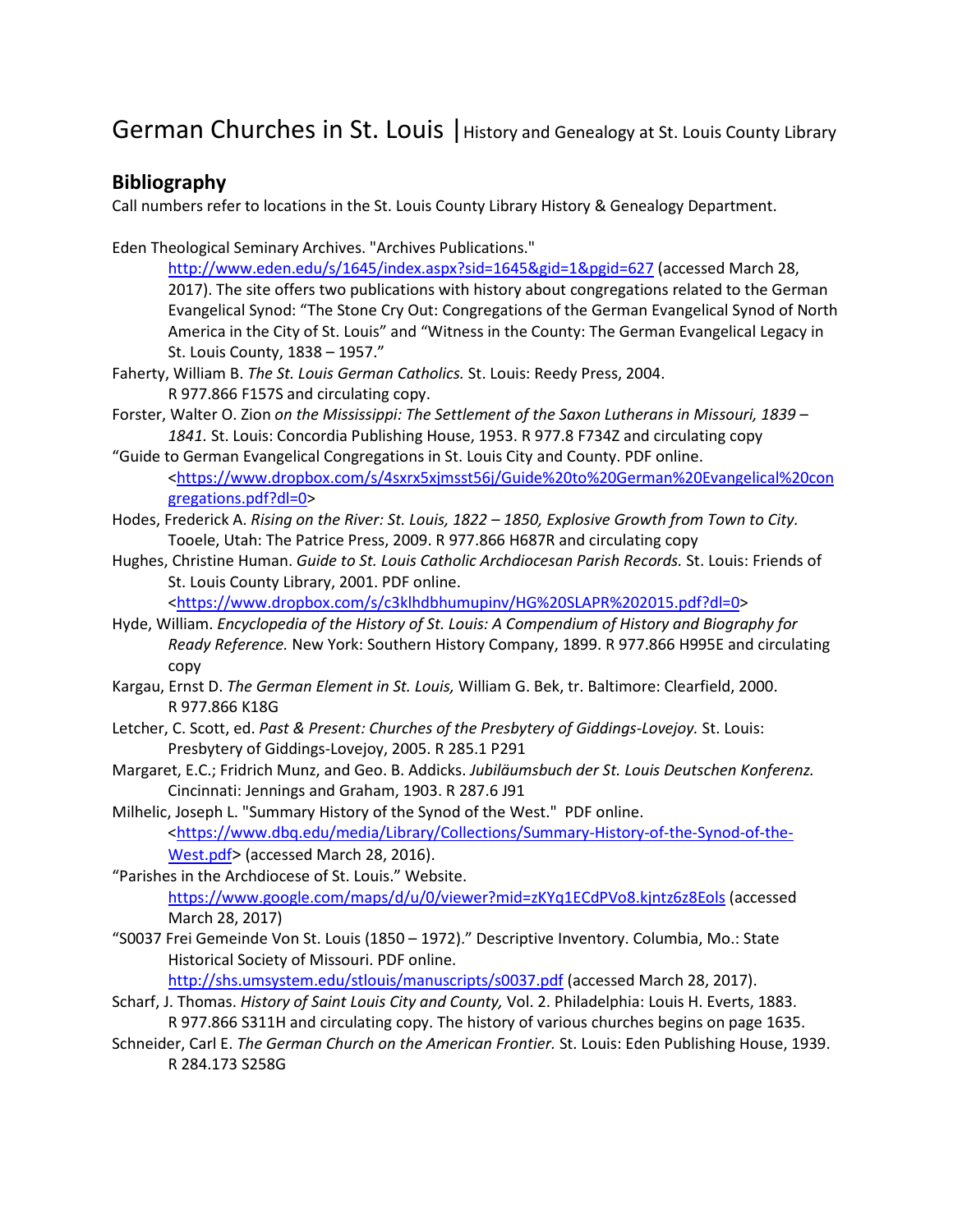# German Churches in St. Louis | History and Genealogy at St. Louis County Library

## Bibliography

Call numbers refer to locations in the St. Louis County Library History & Genealogy Department.

Eden Theological Seminary Archives. "Archives Publications." http://www.eden.edu/s/1645/index.aspx?sid=1645&gid=1&pgid=627 (accessed March 28, 2017). The site offers two publications with history about congregations related to the German Evangelical Synod: "The Stone Cry Out: Congregations of the German Evangelical Synod of North America in the City of St. Louis" and "Witness in the County: The German Evangelical Legacy in St. Louis County, 1838 – 1957."

Faherty, William B. *The St. Louis German Catholics.* St. Louis: Reedy Press, 2004. R 977.866 F157S and circulating copy.

Forster, Walter O. Zion *on the Mississippi: The Settlement of the Saxon Lutherans in Missouri, 1839 – 1841.* St. Louis: Concordia Publishing House, 1953. R 977.8 F734Z and circulating copy

"Guide to German Evangelical Congregations in St. Louis City and County. PDF online. <https://www.dropbox.com/s/4sxrx5xjmsst56j/Guide%20to%20German%20Evangelical%20congregations.pdf?dl=0>

Hodes, Frederick A. *Rising on the River: St. Louis, 1822 – 1850, Explosive Growth from Town to City.* Tooele, Utah: The Patrice Press, 2009. R 977.866 H687R and circulating copy

Hughes, Christine Human. *Guide to St. Louis Catholic Archdiocesan Parish Records.* St. Louis: Friends of St. Louis County Library, 2001. PDF online. <https://www.dropbox.com/s/c3klhdbhumupinv/HG%20SLAPR%202015.pdf?dl=0>

Hyde, William. *Encyclopedia of the History of St. Louis: A Compendium of History and Biography for Ready Reference.* New York: Southern History Company, 1899. R 977.866 H995E and circulating copy

Kargau, Ernst D. *The German Element in St. Louis,* William G. Bek, tr. Baltimore: Clearfield, 2000. R 977.866 K18G

Letcher, C. Scott, ed. *Past & Present: Churches of the Presbytery of Giddings-Lovejoy.* St. Louis: Presbytery of Giddings-Lovejoy, 2005. R 285.1 P291

Margaret, E.C.; Fridrich Munz, and Geo. B. Addicks. *Jubiläumsbuch der St. Louis Deutschen Konferenz.* Cincinnati: Jennings and Graham, 1903. R 287.6 J91

Milhelic, Joseph L. "Summary History of the Synod of the West." PDF online. <https://www.dbq.edu/media/Library/Collections/Summary-History-of-the-Synod-of-the-West.pdf> (accessed March 28, 2016).

"Parishes in the Archdiocese of St. Louis." Website. https://www.google.com/maps/d/u/0/viewer?mid=zKYq1ECdPVo8.kjntz6z8Eols (accessed March 28, 2017)

"S0037 Frei Gemeinde Von St. Louis (1850 – 1972)." Descriptive Inventory. Columbia, Mo.: State Historical Society of Missouri. PDF online. http://shs.umsystem.edu/stlouis/manuscripts/s0037.pdf (accessed March 28, 2017).

Scharf, J. Thomas. *History of Saint Louis City and County,* Vol. 2. Philadelphia: Louis H. Everts, 1883. R 977.866 S311H and circulating copy. The history of various churches begins on page 1635.

Schneider, Carl E. *The German Church on the American Frontier.* St. Louis: Eden Publishing House, 1939. R 284.173 S258G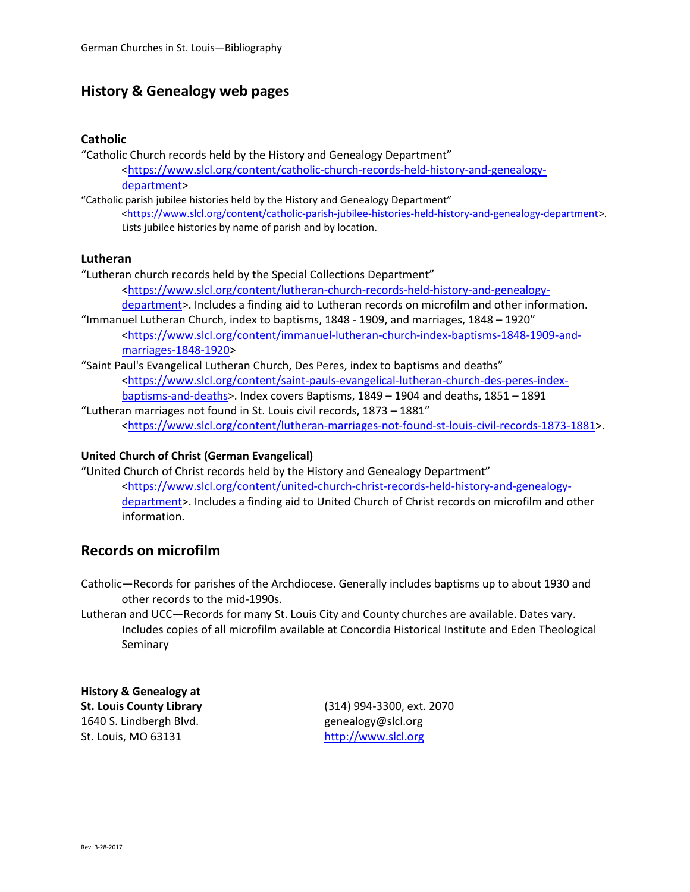## History & Genealogy web pages

### Catholic

"Catholic Church records held by the History and Genealogy Department" <https://www.slcl.org/content/catholic-church-records-held-history-and-genealogy-department>

"Catholic parish jubilee histories held by the History and Genealogy Department" <https://www.slcl.org/content/catholic-parish-jubilee-histories-held-history-and-genealogy-department>. Lists jubilee histories by name of parish and by location.

### Lutheran

"Lutheran church records held by the Special Collections Department" <https://www.slcl.org/content/lutheran-church-records-held-history-and-genealogy-department>. Includes a finding aid to Lutheran records on microfilm and other information.

"Immanuel Lutheran Church, index to baptisms, 1848 - 1909, and marriages, 1848 – 1920" <https://www.slcl.org/content/immanuel-lutheran-church-index-baptisms-1848-1909-and-marriages-1848-1920>

"Saint Paul's Evangelical Lutheran Church, Des Peres, index to baptisms and deaths" <https://www.slcl.org/content/saint-pauls-evangelical-lutheran-church-des-peres-index-baptisms-and-deaths>. Index covers Baptisms, 1849 – 1904 and deaths, 1851 – 1891

"Lutheran marriages not found in St. Louis civil records, 1873 – 1881" <https://www.slcl.org/content/lutheran-marriages-not-found-st-louis-civil-records-1873-1881>.

### United Church of Christ (German Evangelical)

"United Church of Christ records held by the History and Genealogy Department" <https://www.slcl.org/content/united-church-christ-records-held-history-and-genealogy-department>. Includes a finding aid to United Church of Christ records on microfilm and other information.

## Records on microfilm

Catholic—Records for parishes of the Archdiocese. Generally includes baptisms up to about 1930 and other records to the mid-1990s.

Lutheran and UCC—Records for many St. Louis City and County churches are available. Dates vary. Includes copies of all microfilm available at Concordia Historical Institute and Eden Theological Seminary

**History & Genealogy at**
**St. Louis County Library**
1640 S. Lindbergh Blvd.
St. Louis, MO 63131

(314) 994-3300, ext. 2070
genealogy@slcl.org
http://www.slcl.org

Rev. 3-28-2017